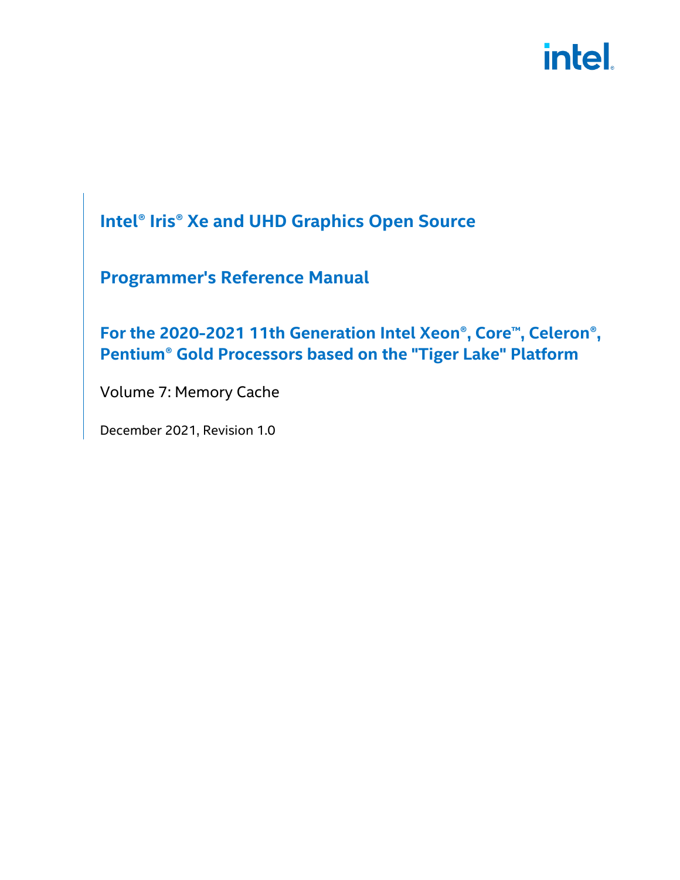# Intel® Iris® Xe and UHD Graphics Open Source

# Programmer's Reference Manual

## For the 2020-2021 11th Generation Intel Xeon®, Core™, Celeron®, Pentium® Gold Processors based on the "Tiger Lake" Platform

Volume 7: Memory Cache

December 2021, Revision 1.0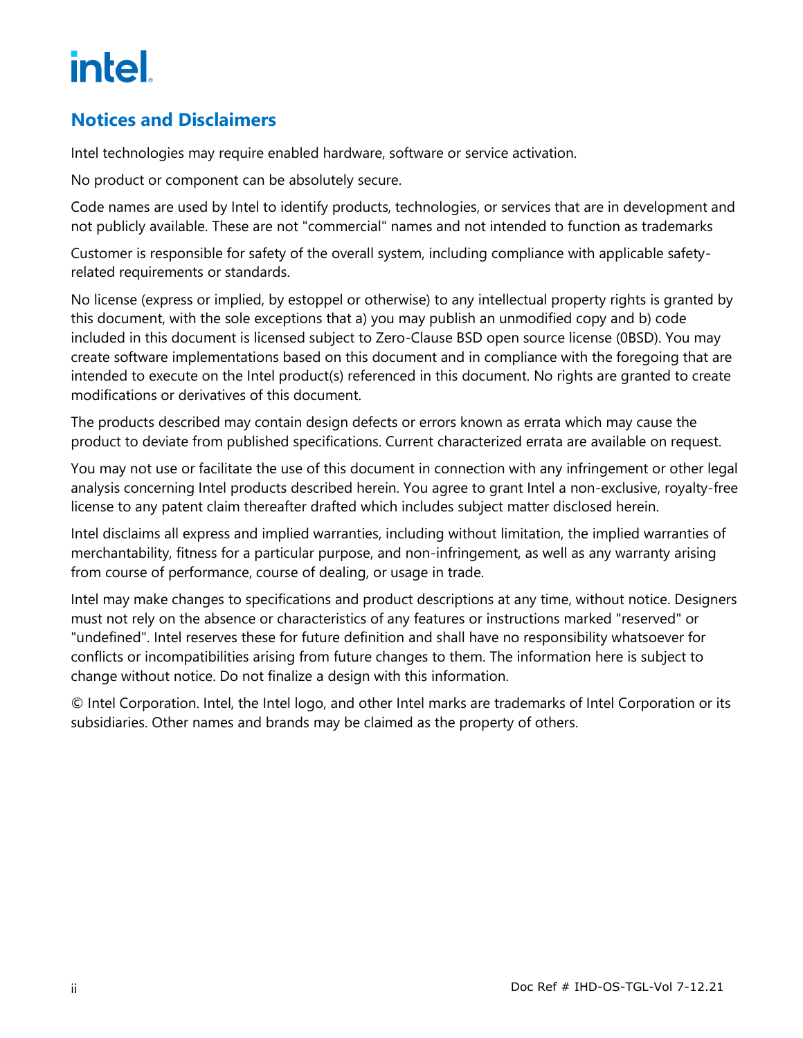## Notices and Disclaimers

Intel technologies may require enabled hardware, software or service activation.

No product or component can be absolutely secure.

Code names are used by Intel to identify products, technologies, or services that are in development and not publicly available. These are not "commercial" names and not intended to function as trademarks

Customer is responsible for safety of the overall system, including compliance with applicable safety-related requirements or standards.

No license (express or implied, by estoppel or otherwise) to any intellectual property rights is granted by this document, with the sole exceptions that a) you may publish an unmodified copy and b) code included in this document is licensed subject to Zero-Clause BSD open source license (0BSD). You may create software implementations based on this document and in compliance with the foregoing that are intended to execute on the Intel product(s) referenced in this document. No rights are granted to create modifications or derivatives of this document.

The products described may contain design defects or errors known as errata which may cause the product to deviate from published specifications. Current characterized errata are available on request.

You may not use or facilitate the use of this document in connection with any infringement or other legal analysis concerning Intel products described herein. You agree to grant Intel a non-exclusive, royalty-free license to any patent claim thereafter drafted which includes subject matter disclosed herein.

Intel disclaims all express and implied warranties, including without limitation, the implied warranties of merchantability, fitness for a particular purpose, and non-infringement, as well as any warranty arising from course of performance, course of dealing, or usage in trade.

Intel may make changes to specifications and product descriptions at any time, without notice. Designers must not rely on the absence or characteristics of any features or instructions marked "reserved" or "undefined". Intel reserves these for future definition and shall have no responsibility whatsoever for conflicts or incompatibilities arising from future changes to them. The information here is subject to change without notice. Do not finalize a design with this information.

© Intel Corporation. Intel, the Intel logo, and other Intel marks are trademarks of Intel Corporation or its subsidiaries. Other names and brands may be claimed as the property of others.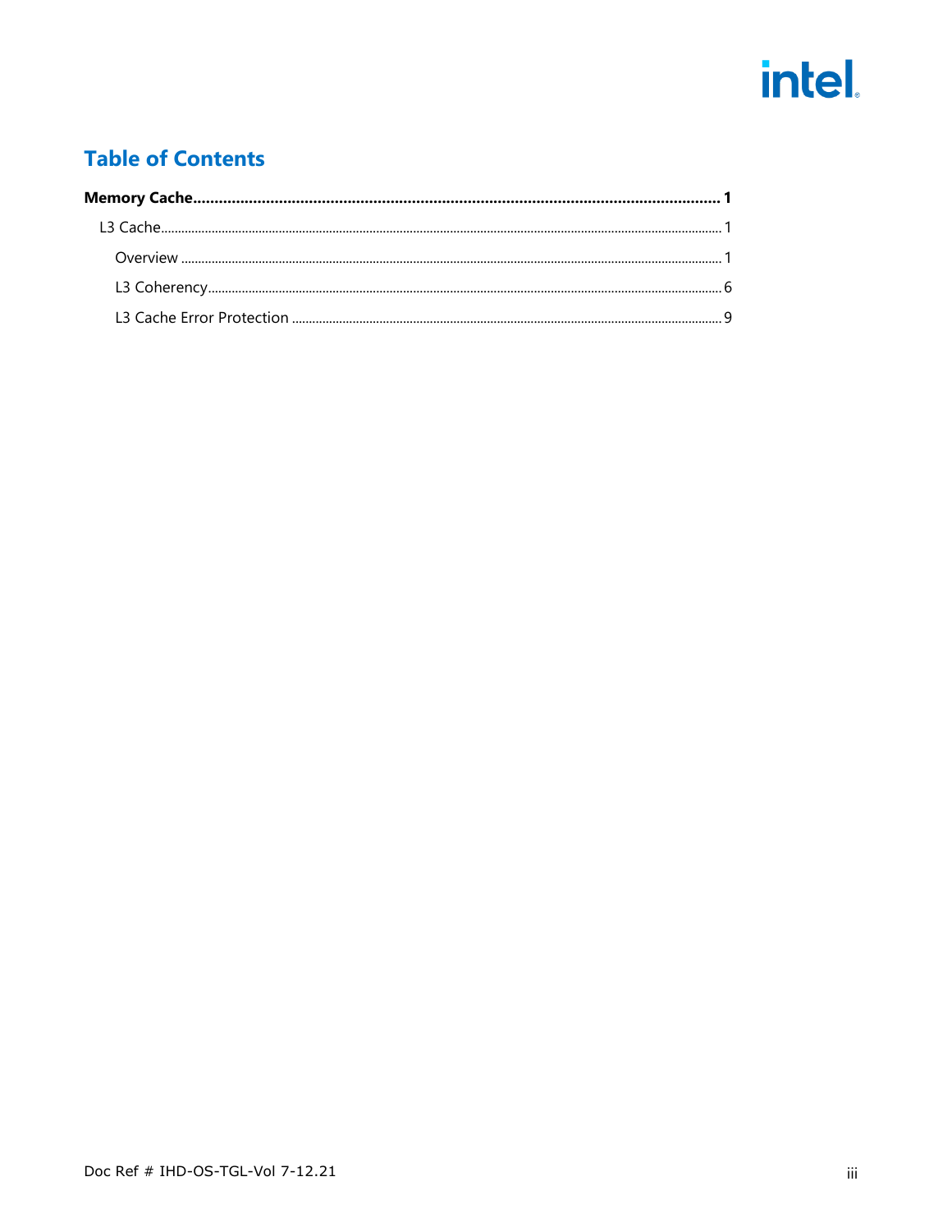## Table of Contents

**Memory Cache** ........................................................................ **1**

- L3 Cache ........................................................................ 1
  - Overview ........................................................................ 1
  - L3 Coherency ........................................................................ 6
  - L3 Cache Error Protection ........................................................................ 9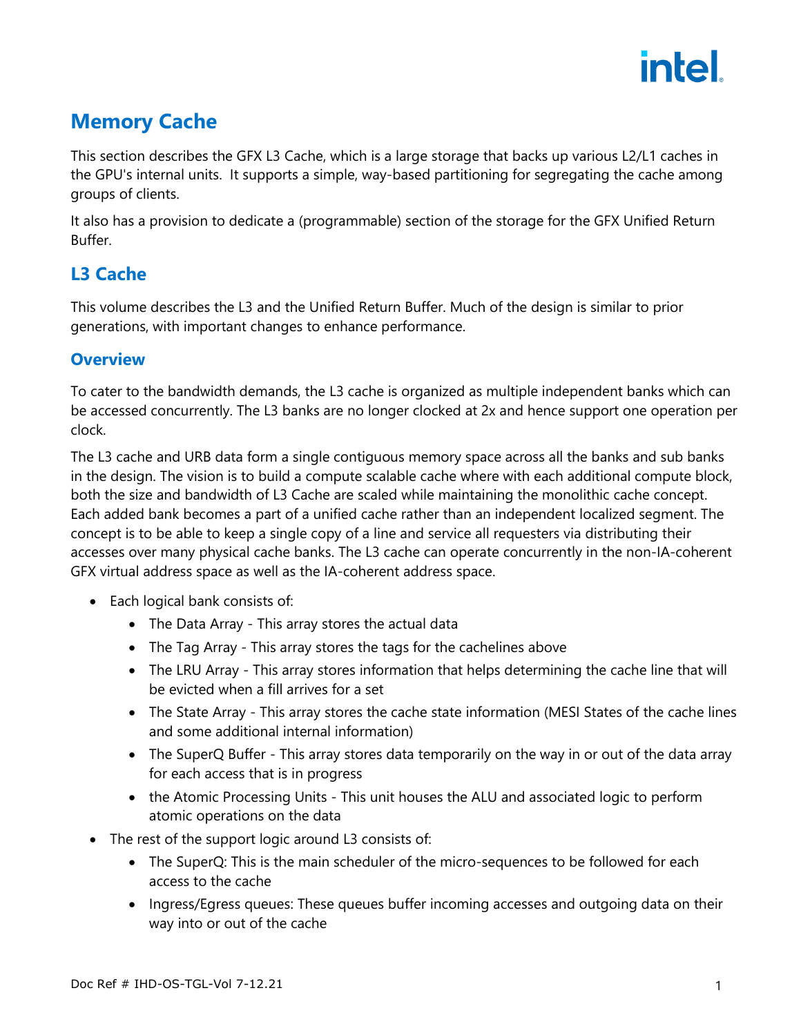# Memory Cache

This section describes the GFX L3 Cache, which is a large storage that backs up various L2/L1 caches in the GPU's internal units. It supports a simple, way-based partitioning for segregating the cache among groups of clients.

It also has a provision to dedicate a (programmable) section of the storage for the GFX Unified Return Buffer.

## L3 Cache

This volume describes the L3 and the Unified Return Buffer. Much of the design is similar to prior generations, with important changes to enhance performance.

### Overview

To cater to the bandwidth demands, the L3 cache is organized as multiple independent banks which can be accessed concurrently. The L3 banks are no longer clocked at 2x and hence support one operation per clock.

The L3 cache and URB data form a single contiguous memory space across all the banks and sub banks in the design. The vision is to build a compute scalable cache where with each additional compute block, both the size and bandwidth of L3 Cache are scaled while maintaining the monolithic cache concept. Each added bank becomes a part of a unified cache rather than an independent localized segment. The concept is to be able to keep a single copy of a line and service all requesters via distributing their accesses over many physical cache banks. The L3 cache can operate concurrently in the non-IA-coherent GFX virtual address space as well as the IA-coherent address space.

- Each logical bank consists of:
  - The Data Array - This array stores the actual data
  - The Tag Array - This array stores the tags for the cachelines above
  - The LRU Array - This array stores information that helps determining the cache line that will be evicted when a fill arrives for a set
  - The State Array - This array stores the cache state information (MESI States of the cache lines and some additional internal information)
  - The SuperQ Buffer - This array stores data temporarily on the way in or out of the data array for each access that is in progress
  - the Atomic Processing Units - This unit houses the ALU and associated logic to perform atomic operations on the data
- The rest of the support logic around L3 consists of:
  - The SuperQ: This is the main scheduler of the micro-sequences to be followed for each access to the cache
  - Ingress/Egress queues: These queues buffer incoming accesses and outgoing data on their way into or out of the cache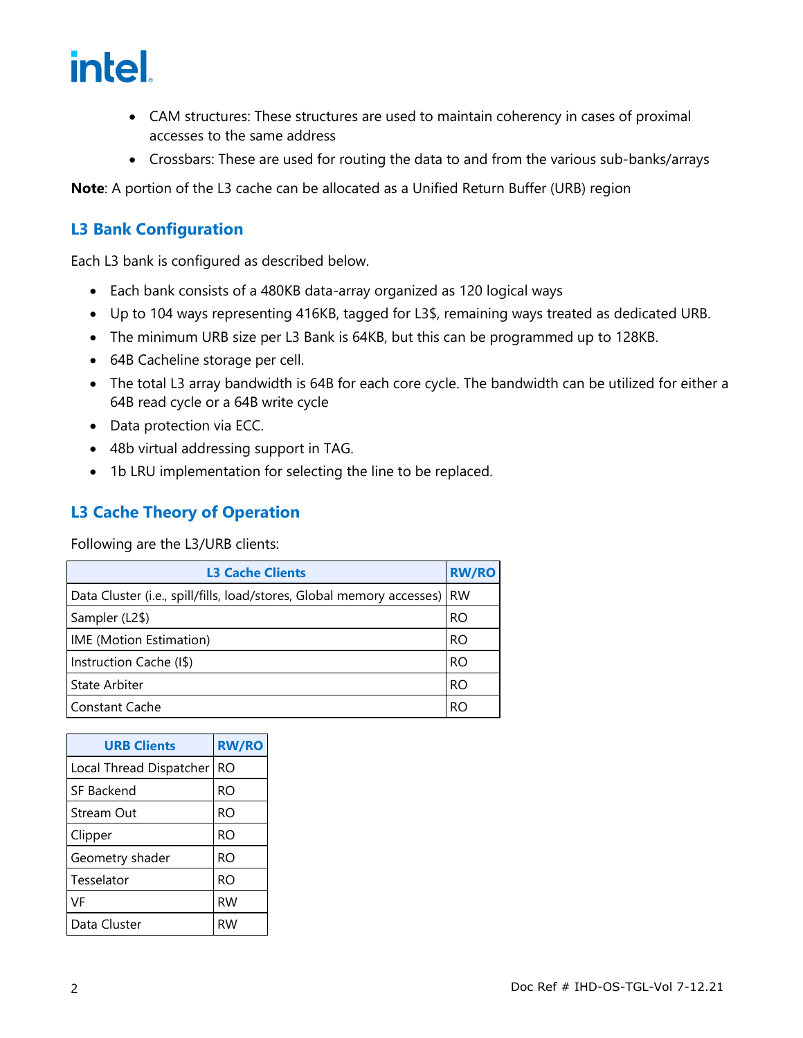- CAM structures: These structures are used to maintain coherency in cases of proximal accesses to the same address
- Crossbars: These are used for routing the data to and from the various sub-banks/arrays

**Note**: A portion of the L3 cache can be allocated as a Unified Return Buffer (URB) region

## L3 Bank Configuration

Each L3 bank is configured as described below.

- Each bank consists of a 480KB data-array organized as 120 logical ways
- Up to 104 ways representing 416KB, tagged for L3$, remaining ways treated as dedicated URB.
- The minimum URB size per L3 Bank is 64KB, but this can be programmed up to 128KB.
- 64B Cacheline storage per cell.
- The total L3 array bandwidth is 64B for each core cycle. The bandwidth can be utilized for either a 64B read cycle or a 64B write cycle
- Data protection via ECC.
- 48b virtual addressing support in TAG.
- 1b LRU implementation for selecting the line to be replaced.

## L3 Cache Theory of Operation

Following are the L3/URB clients:

| L3 Cache Clients | RW/RO |
|---|---|
| Data Cluster (i.e., spill/fills, load/stores, Global memory accesses) | RW |
| Sampler (L2$) | RO |
| IME (Motion Estimation) | RO |
| Instruction Cache (I$) | RO |
| State Arbiter | RO |
| Constant Cache | RO |

| URB Clients | RW/RO |
|---|---|
| Local Thread Dispatcher | RO |
| SF Backend | RO |
| Stream Out | RO |
| Clipper | RO |
| Geometry shader | RO |
| Tesselator | RO |
| VF | RW |
| Data Cluster | RW |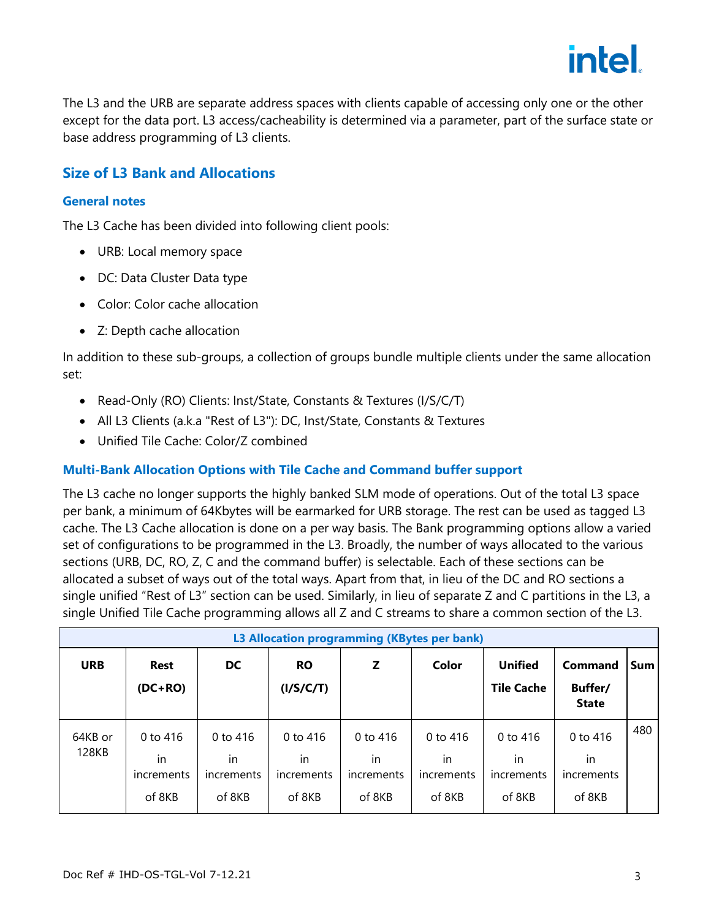The L3 and the URB are separate address spaces with clients capable of accessing only one or the other except for the data port. L3 access/cacheability is determined via a parameter, part of the surface state or base address programming of L3 clients.

## Size of L3 Bank and Allocations

### General notes

The L3 Cache has been divided into following client pools:

- URB: Local memory space
- DC: Data Cluster Data type
- Color: Color cache allocation
- Z: Depth cache allocation

In addition to these sub-groups, a collection of groups bundle multiple clients under the same allocation set:

- Read-Only (RO) Clients: Inst/State, Constants & Textures (I/S/C/T)
- All L3 Clients (a.k.a "Rest of L3"): DC, Inst/State, Constants & Textures
- Unified Tile Cache: Color/Z combined

### Multi-Bank Allocation Options with Tile Cache and Command buffer support

The L3 cache no longer supports the highly banked SLM mode of operations. Out of the total L3 space per bank, a minimum of 64Kbytes will be earmarked for URB storage. The rest can be used as tagged L3 cache. The L3 Cache allocation is done on a per way basis. The Bank programming options allow a varied set of configurations to be programmed in the L3. Broadly, the number of ways allocated to the various sections (URB, DC, RO, Z, C and the command buffer) is selectable. Each of these sections can be allocated a subset of ways out of the total ways. Apart from that, in lieu of the DC and RO sections a single unified "Rest of L3" section can be used. Similarly, in lieu of separate Z and C partitions in the L3, a single Unified Tile Cache programming allows all Z and C streams to share a common section of the L3.

| L3 Allocation programming (KBytes per bank) | | | | | | | | |
|---|---|---|---|---|---|---|---|---|
| URB | Rest (DC+RO) | DC | RO (I/S/C/T) | Z | Color | Unified Tile Cache | Command Buffer/ State | Sum |
| 64KB or 128KB | 0 to 416 in increments of 8KB | 0 to 416 in increments of 8KB | 0 to 416 in increments of 8KB | 0 to 416 in increments of 8KB | 0 to 416 in increments of 8KB | 0 to 416 in increments of 8KB | 0 to 416 in increments of 8KB | 480 |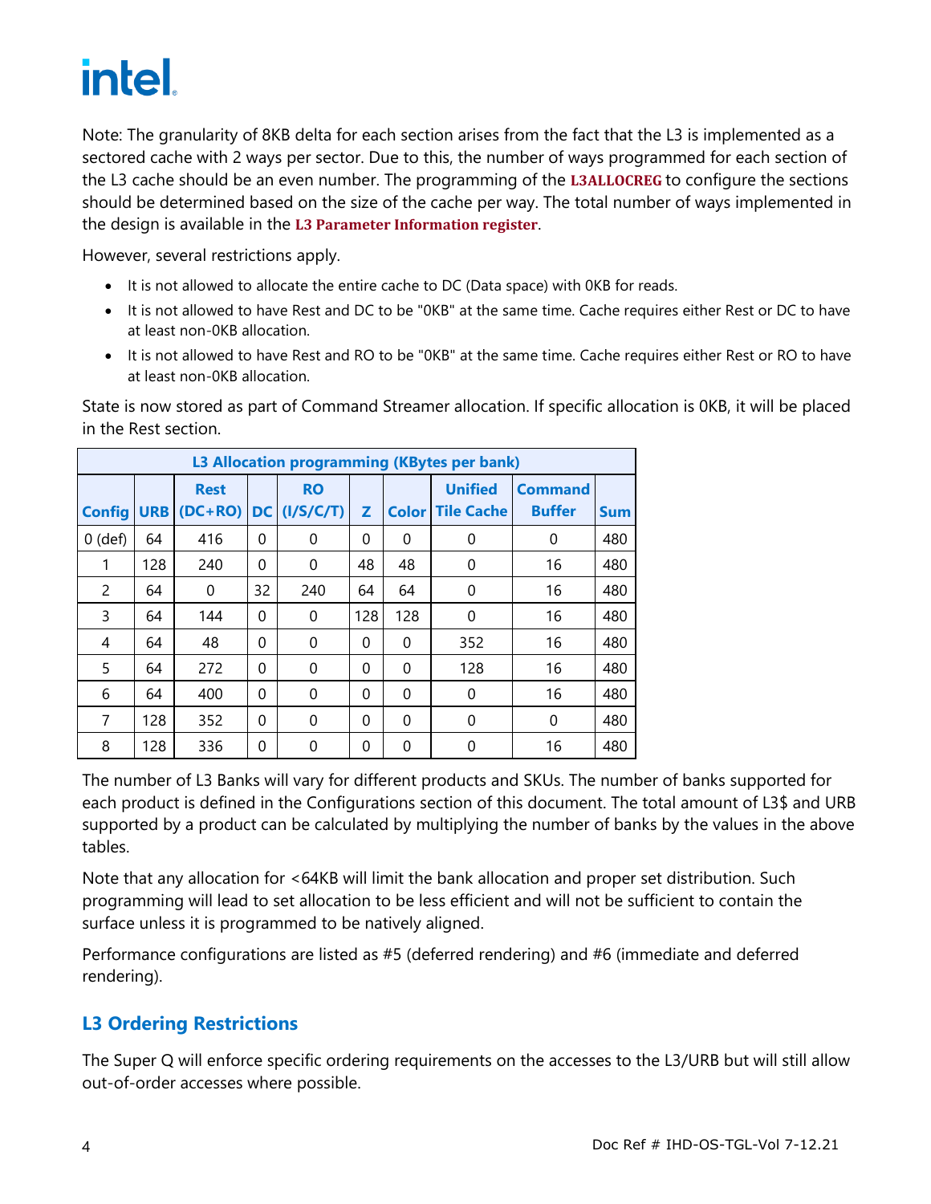Note: The granularity of 8KB delta for each section arises from the fact that the L3 is implemented as a sectored cache with 2 ways per sector. Due to this, the number of ways programmed for each section of the L3 cache should be an even number. The programming of the **L3ALLOCREG** to configure the sections should be determined based on the size of the cache per way. The total number of ways implemented in the design is available in the **L3 Parameter Information register**.

However, several restrictions apply.

- It is not allowed to allocate the entire cache to DC (Data space) with 0KB for reads.
- It is not allowed to have Rest and DC to be "0KB" at the same time. Cache requires either Rest or DC to have at least non-0KB allocation.
- It is not allowed to have Rest and RO to be "0KB" at the same time. Cache requires either Rest or RO to have at least non-0KB allocation.

State is now stored as part of Command Streamer allocation. If specific allocation is 0KB, it will be placed in the Rest section.

| L3 Allocation programming (KBytes per bank) | | | | | | | | | |
|---|---|---|---|---|---|---|---|---|---|
| **Config** | **URB** | **Rest (DC+RO)** | **DC** | **RO (I/S/C/T)** | **Z** | **Color** | **Unified Tile Cache** | **Command Buffer** | **Sum** |
| 0 (def) | 64 | 416 | 0 | 0 | 0 | 0 | 0 | 0 | 480 |
| 1 | 128 | 240 | 0 | 0 | 48 | 48 | 0 | 16 | 480 |
| 2 | 64 | 0 | 32 | 240 | 64 | 64 | 0 | 16 | 480 |
| 3 | 64 | 144 | 0 | 0 | 128 | 128 | 0 | 16 | 480 |
| 4 | 64 | 48 | 0 | 0 | 0 | 0 | 352 | 16 | 480 |
| 5 | 64 | 272 | 0 | 0 | 0 | 0 | 128 | 16 | 480 |
| 6 | 64 | 400 | 0 | 0 | 0 | 0 | 0 | 16 | 480 |
| 7 | 128 | 352 | 0 | 0 | 0 | 0 | 0 | 0 | 480 |
| 8 | 128 | 336 | 0 | 0 | 0 | 0 | 0 | 16 | 480 |

The number of L3 Banks will vary for different products and SKUs. The number of banks supported for each product is defined in the Configurations section of this document. The total amount of L3$ and URB supported by a product can be calculated by multiplying the number of banks by the values in the above tables.

Note that any allocation for <64KB will limit the bank allocation and proper set distribution. Such programming will lead to set allocation to be less efficient and will not be sufficient to contain the surface unless it is programmed to be natively aligned.

Performance configurations are listed as #5 (deferred rendering) and #6 (immediate and deferred rendering).

## L3 Ordering Restrictions

The Super Q will enforce specific ordering requirements on the accesses to the L3/URB but will still allow out-of-order accesses where possible.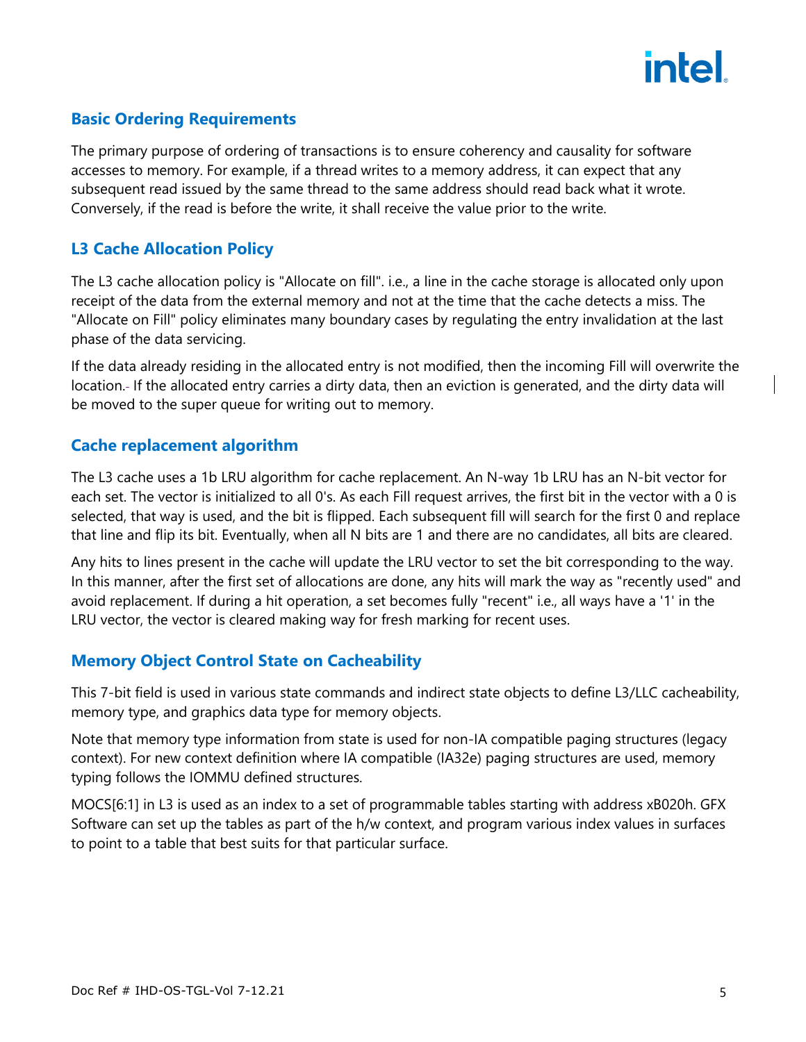## Basic Ordering Requirements

The primary purpose of ordering of transactions is to ensure coherency and causality for software accesses to memory. For example, if a thread writes to a memory address, it can expect that any subsequent read issued by the same thread to the same address should read back what it wrote. Conversely, if the read is before the write, it shall receive the value prior to the write.

## L3 Cache Allocation Policy

The L3 cache allocation policy is "Allocate on fill". i.e., a line in the cache storage is allocated only upon receipt of the data from the external memory and not at the time that the cache detects a miss. The "Allocate on Fill" policy eliminates many boundary cases by regulating the entry invalidation at the last phase of the data servicing.

If the data already residing in the allocated entry is not modified, then the incoming Fill will overwrite the location. If the allocated entry carries a dirty data, then an eviction is generated, and the dirty data will be moved to the super queue for writing out to memory.

## Cache replacement algorithm

The L3 cache uses a 1b LRU algorithm for cache replacement. An N-way 1b LRU has an N-bit vector for each set. The vector is initialized to all 0's. As each Fill request arrives, the first bit in the vector with a 0 is selected, that way is used, and the bit is flipped. Each subsequent fill will search for the first 0 and replace that line and flip its bit. Eventually, when all N bits are 1 and there are no candidates, all bits are cleared.

Any hits to lines present in the cache will update the LRU vector to set the bit corresponding to the way. In this manner, after the first set of allocations are done, any hits will mark the way as "recently used" and avoid replacement. If during a hit operation, a set becomes fully "recent" i.e., all ways have a '1' in the LRU vector, the vector is cleared making way for fresh marking for recent uses.

## Memory Object Control State on Cacheability

This 7-bit field is used in various state commands and indirect state objects to define L3/LLC cacheability, memory type, and graphics data type for memory objects.

Note that memory type information from state is used for non-IA compatible paging structures (legacy context). For new context definition where IA compatible (IA32e) paging structures are used, memory typing follows the IOMMU defined structures.

MOCS[6:1] in L3 is used as an index to a set of programmable tables starting with address xB020h. GFX Software can set up the tables as part of the h/w context, and program various index values in surfaces to point to a table that best suits for that particular surface.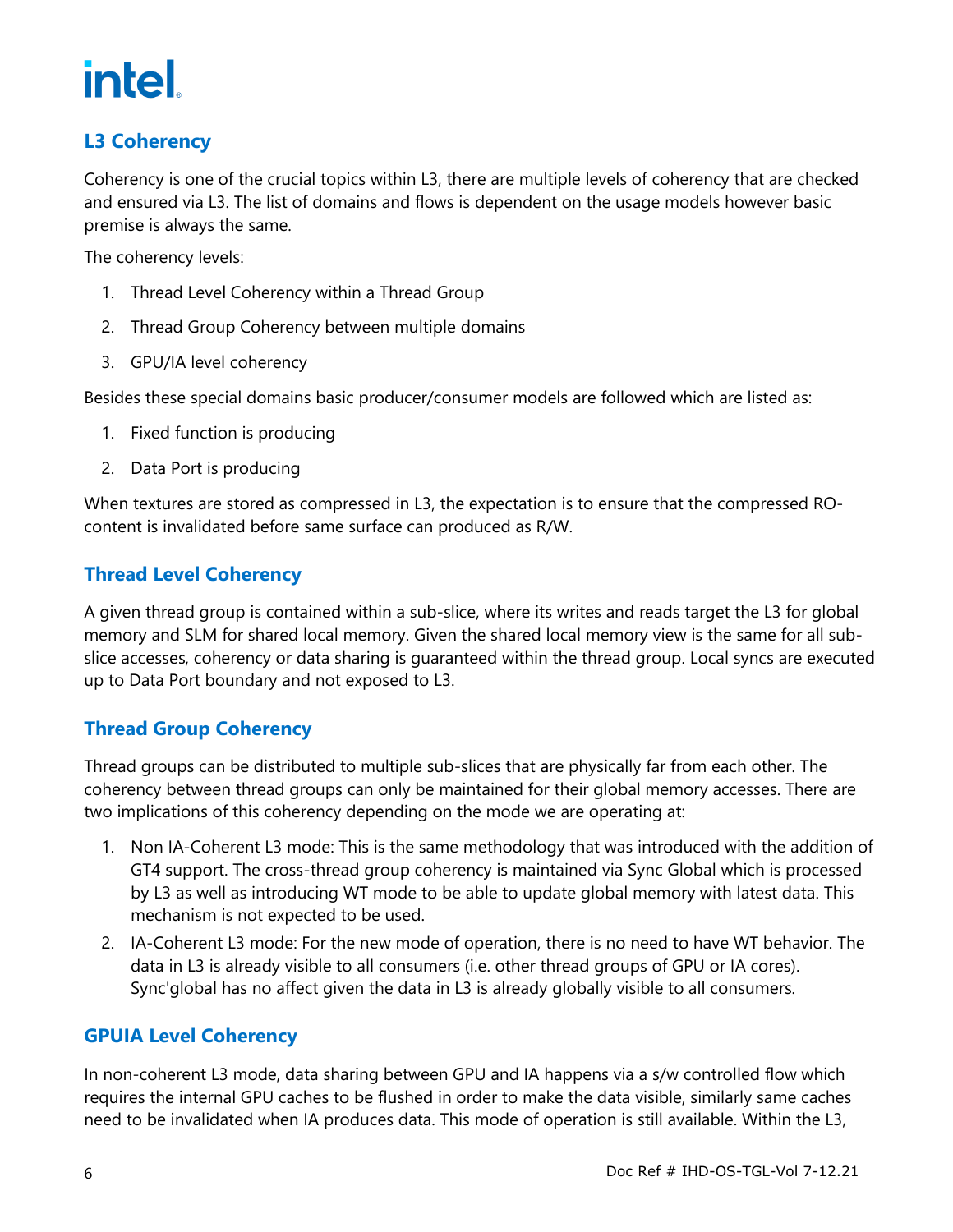## L3 Coherency

Coherency is one of the crucial topics within L3, there are multiple levels of coherency that are checked and ensured via L3. The list of domains and flows is dependent on the usage models however basic premise is always the same.

The coherency levels:

1. Thread Level Coherency within a Thread Group
2. Thread Group Coherency between multiple domains
3. GPU/IA level coherency

Besides these special domains basic producer/consumer models are followed which are listed as:

1. Fixed function is producing
2. Data Port is producing

When textures are stored as compressed in L3, the expectation is to ensure that the compressed RO-content is invalidated before same surface can produced as R/W.

### Thread Level Coherency

A given thread group is contained within a sub-slice, where its writes and reads target the L3 for global memory and SLM for shared local memory. Given the shared local memory view is the same for all sub-slice accesses, coherency or data sharing is guaranteed within the thread group. Local syncs are executed up to Data Port boundary and not exposed to L3.

### Thread Group Coherency

Thread groups can be distributed to multiple sub-slices that are physically far from each other. The coherency between thread groups can only be maintained for their global memory accesses. There are two implications of this coherency depending on the mode we are operating at:

1. Non IA-Coherent L3 mode: This is the same methodology that was introduced with the addition of GT4 support. The cross-thread group coherency is maintained via Sync Global which is processed by L3 as well as introducing WT mode to be able to update global memory with latest data. This mechanism is not expected to be used.
2. IA-Coherent L3 mode: For the new mode of operation, there is no need to have WT behavior. The data in L3 is already visible to all consumers (i.e. other thread groups of GPU or IA cores). Sync'global has no affect given the data in L3 is already globally visible to all consumers.

### GPUIA Level Coherency

In non-coherent L3 mode, data sharing between GPU and IA happens via a s/w controlled flow which requires the internal GPU caches to be flushed in order to make the data visible, similarly same caches need to be invalidated when IA produces data. This mode of operation is still available. Within the L3,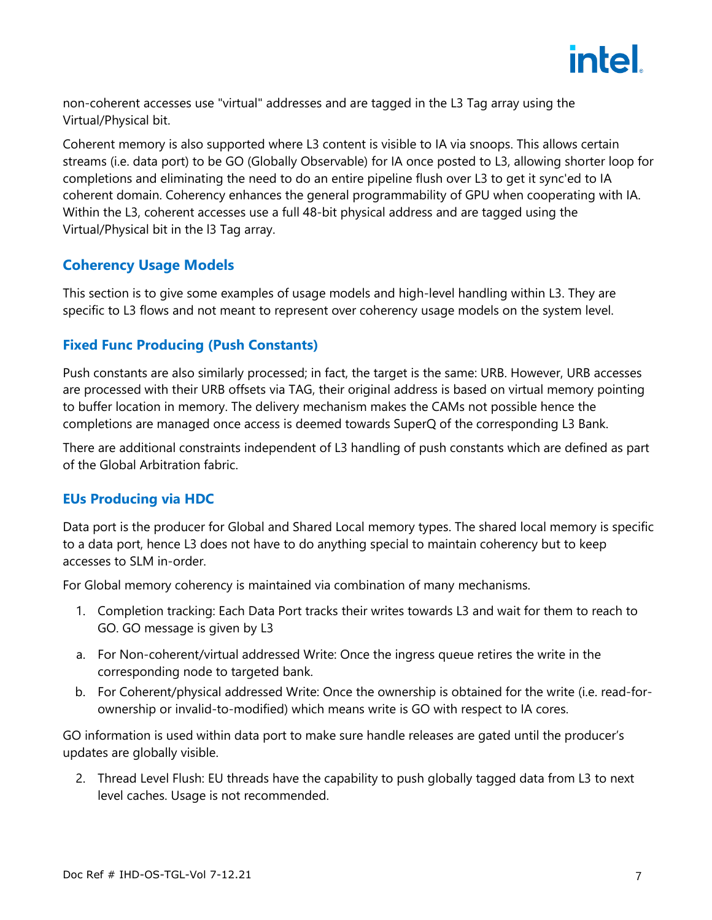non-coherent accesses use "virtual" addresses and are tagged in the L3 Tag array using the Virtual/Physical bit.

Coherent memory is also supported where L3 content is visible to IA via snoops. This allows certain streams (i.e. data port) to be GO (Globally Observable) for IA once posted to L3, allowing shorter loop for completions and eliminating the need to do an entire pipeline flush over L3 to get it sync'ed to IA coherent domain. Coherency enhances the general programmability of GPU when cooperating with IA. Within the L3, coherent accesses use a full 48-bit physical address and are tagged using the Virtual/Physical bit in the l3 Tag array.

### Coherency Usage Models

This section is to give some examples of usage models and high-level handling within L3. They are specific to L3 flows and not meant to represent over coherency usage models on the system level.

### Fixed Func Producing (Push Constants)

Push constants are also similarly processed; in fact, the target is the same: URB. However, URB accesses are processed with their URB offsets via TAG, their original address is based on virtual memory pointing to buffer location in memory. The delivery mechanism makes the CAMs not possible hence the completions are managed once access is deemed towards SuperQ of the corresponding L3 Bank.

There are additional constraints independent of L3 handling of push constants which are defined as part of the Global Arbitration fabric.

### EUs Producing via HDC

Data port is the producer for Global and Shared Local memory types. The shared local memory is specific to a data port, hence L3 does not have to do anything special to maintain coherency but to keep accesses to SLM in-order.

For Global memory coherency is maintained via combination of many mechanisms.

1. Completion tracking: Each Data Port tracks their writes towards L3 and wait for them to reach to GO. GO message is given by L3

a. For Non-coherent/virtual addressed Write: Once the ingress queue retires the write in the corresponding node to targeted bank.

b. For Coherent/physical addressed Write: Once the ownership is obtained for the write (i.e. read-for-ownership or invalid-to-modified) which means write is GO with respect to IA cores.

GO information is used within data port to make sure handle releases are gated until the producer's updates are globally visible.

2. Thread Level Flush: EU threads have the capability to push globally tagged data from L3 to next level caches. Usage is not recommended.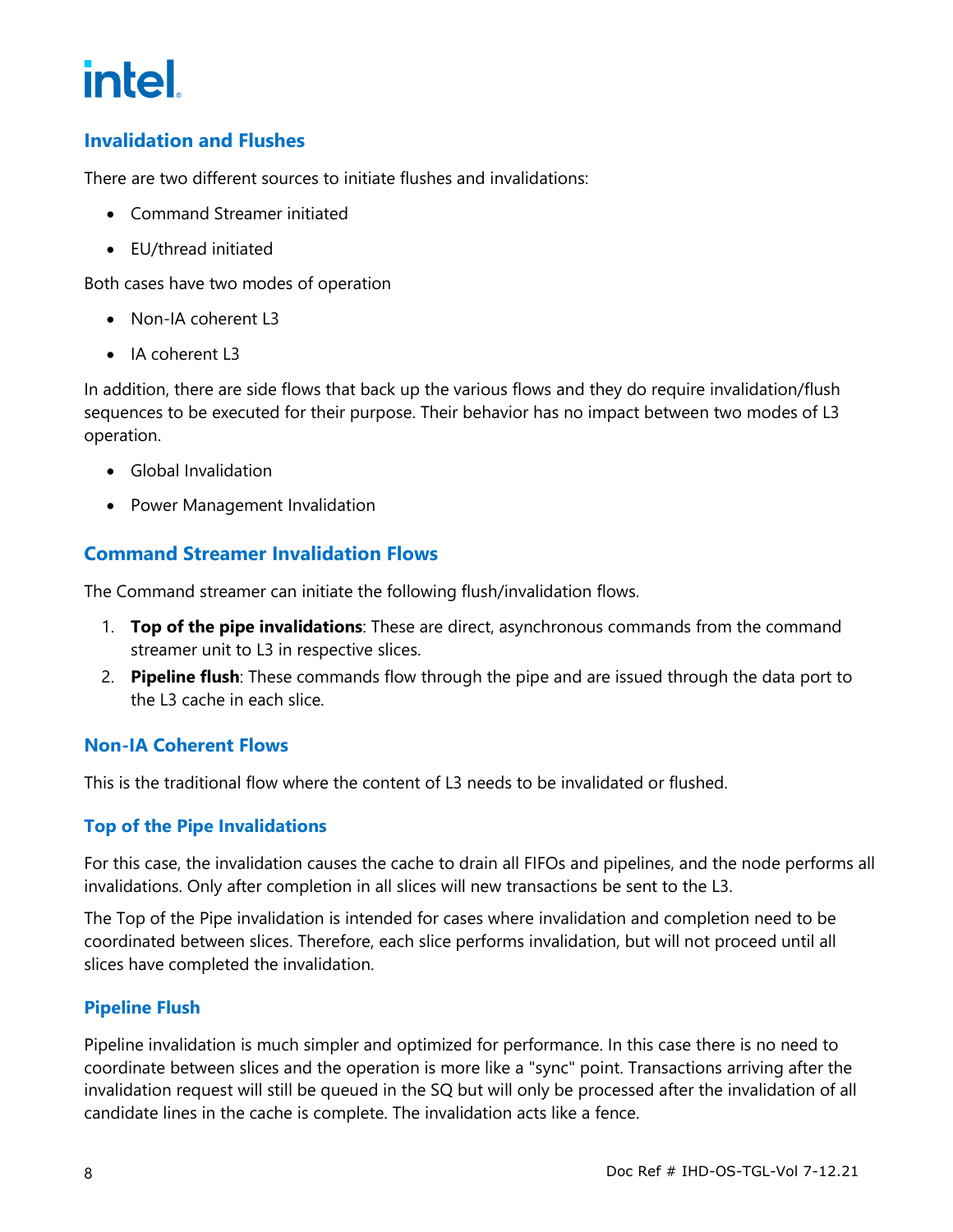## Invalidation and Flushes

There are two different sources to initiate flushes and invalidations:

- Command Streamer initiated
- EU/thread initiated

Both cases have two modes of operation

- Non-IA coherent L3
- IA coherent L3

In addition, there are side flows that back up the various flows and they do require invalidation/flush sequences to be executed for their purpose. Their behavior has no impact between two modes of L3 operation.

- Global Invalidation
- Power Management Invalidation

## Command Streamer Invalidation Flows

The Command streamer can initiate the following flush/invalidation flows.

1. **Top of the pipe invalidations**: These are direct, asynchronous commands from the command streamer unit to L3 in respective slices.
2. **Pipeline flush**: These commands flow through the pipe and are issued through the data port to the L3 cache in each slice.

## Non-IA Coherent Flows

This is the traditional flow where the content of L3 needs to be invalidated or flushed.

### Top of the Pipe Invalidations

For this case, the invalidation causes the cache to drain all FIFOs and pipelines, and the node performs all invalidations. Only after completion in all slices will new transactions be sent to the L3.

The Top of the Pipe invalidation is intended for cases where invalidation and completion need to be coordinated between slices. Therefore, each slice performs invalidation, but will not proceed until all slices have completed the invalidation.

### Pipeline Flush

Pipeline invalidation is much simpler and optimized for performance. In this case there is no need to coordinate between slices and the operation is more like a "sync" point. Transactions arriving after the invalidation request will still be queued in the SQ but will only be processed after the invalidation of all candidate lines in the cache is complete. The invalidation acts like a fence.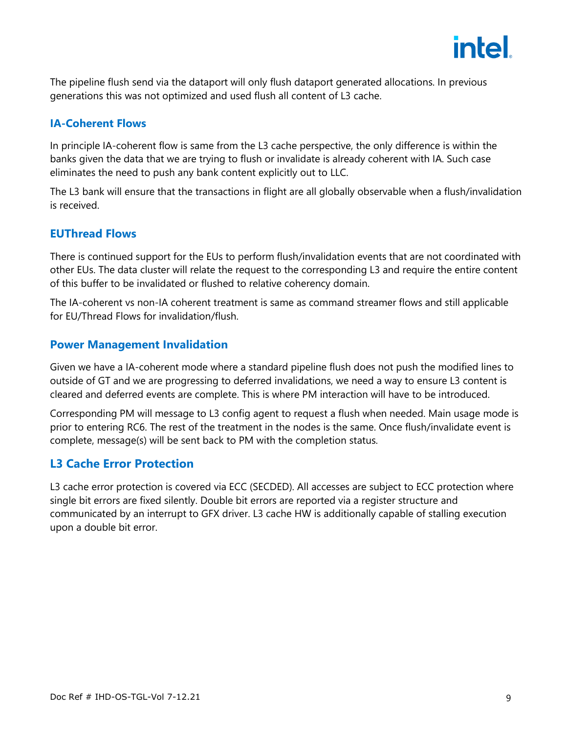The pipeline flush send via the dataport will only flush dataport generated allocations. In previous generations this was not optimized and used flush all content of L3 cache.

### IA-Coherent Flows

In principle IA-coherent flow is same from the L3 cache perspective, the only difference is within the banks given the data that we are trying to flush or invalidate is already coherent with IA. Such case eliminates the need to push any bank content explicitly out to LLC.

The L3 bank will ensure that the transactions in flight are all globally observable when a flush/invalidation is received.

### EUThread Flows

There is continued support for the EUs to perform flush/invalidation events that are not coordinated with other EUs. The data cluster will relate the request to the corresponding L3 and require the entire content of this buffer to be invalidated or flushed to relative coherency domain.

The IA-coherent vs non-IA coherent treatment is same as command streamer flows and still applicable for EU/Thread Flows for invalidation/flush.

### Power Management Invalidation

Given we have a IA-coherent mode where a standard pipeline flush does not push the modified lines to outside of GT and we are progressing to deferred invalidations, we need a way to ensure L3 content is cleared and deferred events are complete. This is where PM interaction will have to be introduced.

Corresponding PM will message to L3 config agent to request a flush when needed. Main usage mode is prior to entering RC6. The rest of the treatment in the nodes is the same. Once flush/invalidate event is complete, message(s) will be sent back to PM with the completion status.

## L3 Cache Error Protection

L3 cache error protection is covered via ECC (SECDED). All accesses are subject to ECC protection where single bit errors are fixed silently. Double bit errors are reported via a register structure and communicated by an interrupt to GFX driver. L3 cache HW is additionally capable of stalling execution upon a double bit error.